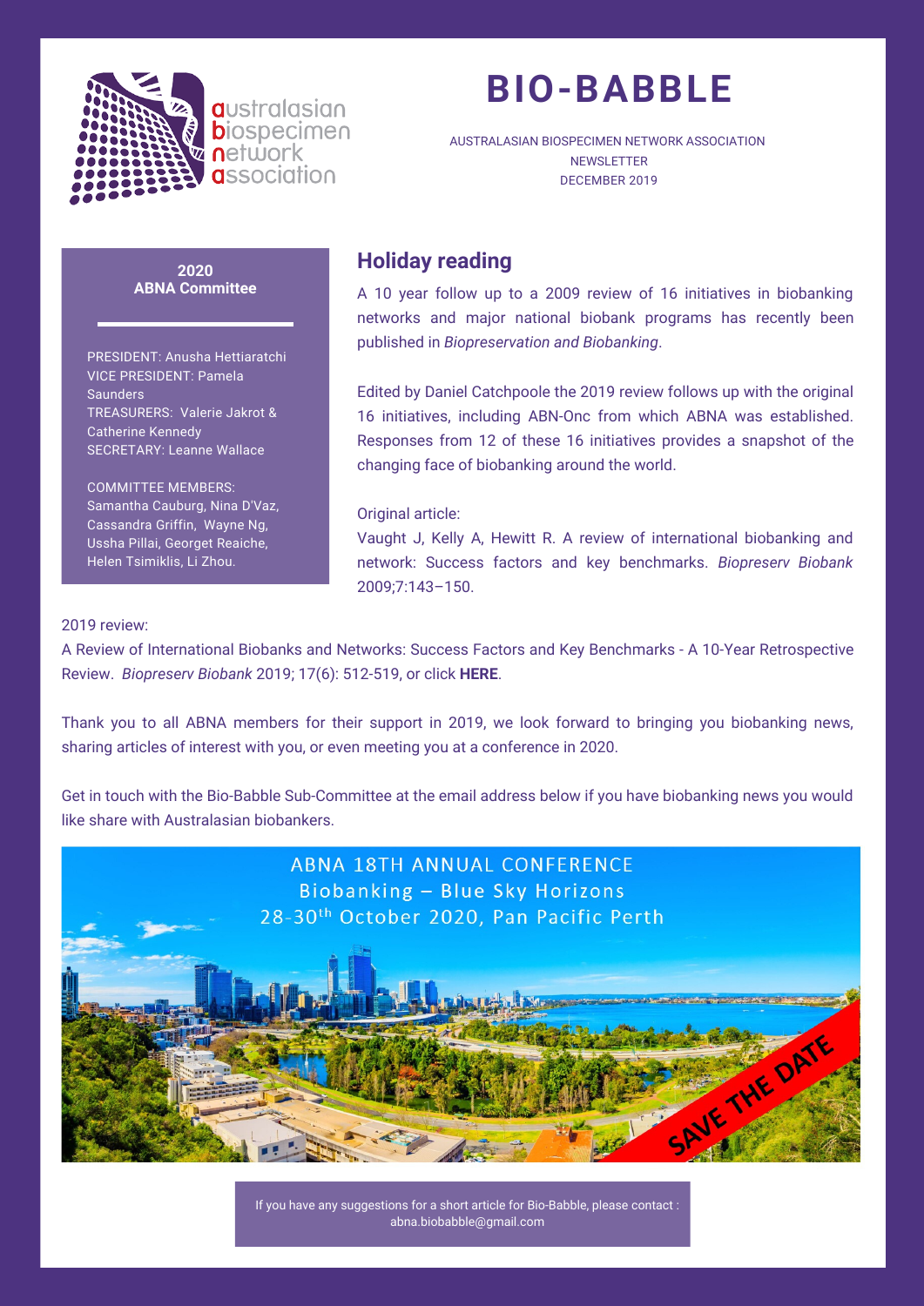# BIO-BABBLE

AUSTRALASIAN BIOSPECIMEN NETWORK ASSOCIATION
NEWSLETTER
DECEMBER 2019

**2020**
**ABNA Committee**

PRESIDENT: Anusha Hettiaratchi
VICE PRESIDENT: Pamela Saunders
TREASURERS: Valerie Jakrot & Catherine Kennedy
SECRETARY: Leanne Wallace

COMMITTEE MEMBERS:
Samantha Cauburg, Nina D'Vaz, Cassandra Griffin, Wayne Ng, Ussha Pillai, Georget Reaiche, Helen Tsimiklis, Li Zhou.

## Holiday reading

A 10 year follow up to a 2009 review of 16 initiatives in biobanking networks and major national biobank programs has recently been published in *Biopreservation and Biobanking*.

Edited by Daniel Catchpoole the 2019 review follows up with the original 16 initiatives, including ABN-Onc from which ABNA was established. Responses from 12 of these 16 initiatives provides a snapshot of the changing face of biobanking around the world.

Original article:
Vaught J, Kelly A, Hewitt R. A review of international biobanking and network: Success factors and key benchmarks. *Biopreserv Biobank* 2009;7:143–150.

2019 review:
A Review of International Biobanks and Networks: Success Factors and Key Benchmarks - A 10-Year Retrospective Review. *Biopreserv Biobank* 2019; 17(6): 512-519, or click **HERE**.

Thank you to all ABNA members for their support in 2019, we look forward to bringing you biobanking news, sharing articles of interest with you, or even meeting you at a conference in 2020.

Get in touch with the Bio-Babble Sub-Committee at the email address below if you have biobanking news you would like share with Australasian biobankers.

ABNA 18TH ANNUAL CONFERENCE
Biobanking – Blue Sky Horizons
28-30th October 2020, Pan Pacific Perth

SAVE THE DATE

If you have any suggestions for a short article for Bio-Babble, please contact : abna.biobabble@gmail.com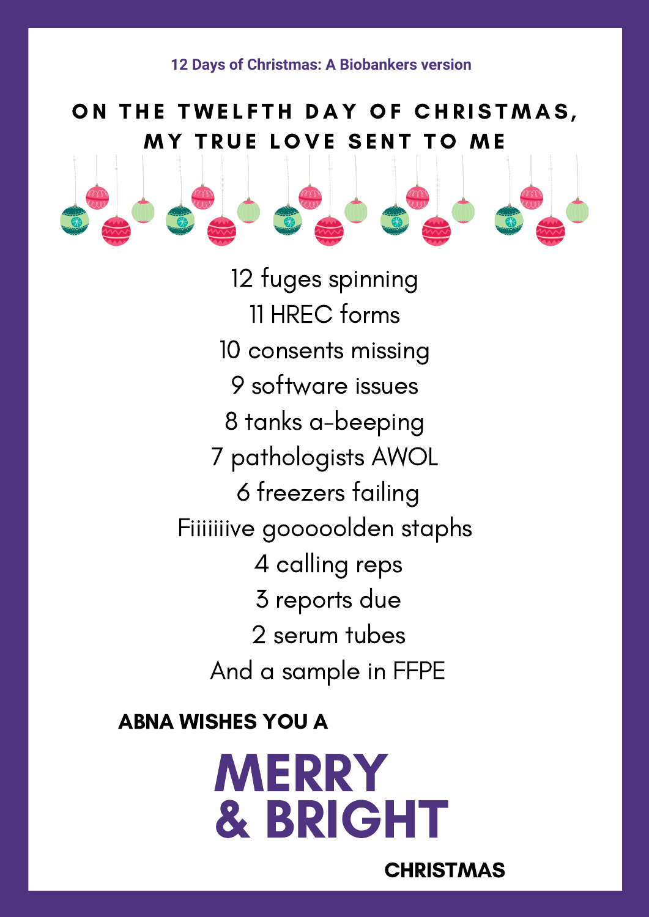12 Days of Christmas: A Biobankers version

## ON THE TWELFTH DAY OF CHRISTMAS, MY TRUE LOVE SENT TO ME

12 fuges spinning
11 HREC forms
10 consents missing
9 software issues
8 tanks a-beeping
7 pathologists AWOL
6 freezers failing
Fiiiiiiive gooooolden staphs
4 calling reps
3 reports due
2 serum tubes
And a sample in FFPE

**ABNA WISHES YOU A**

# MERRY & BRIGHT

**CHRISTMAS**